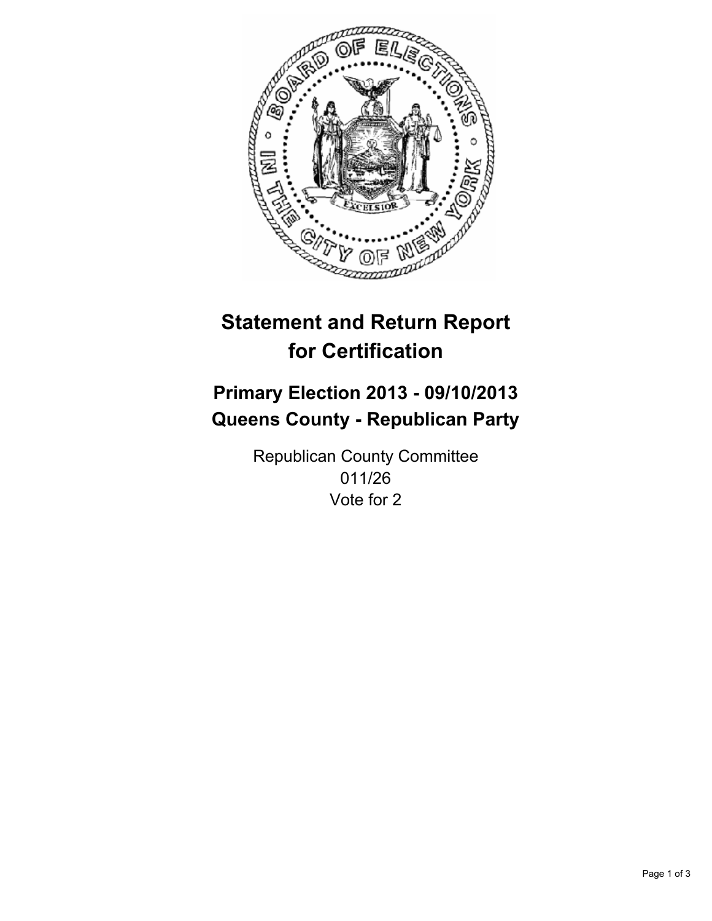# Statement and Return Report for Certification

## Primary Election 2013 - 09/10/2013
## Queens County - Republican Party

Republican County Committee
011/26
Vote for 2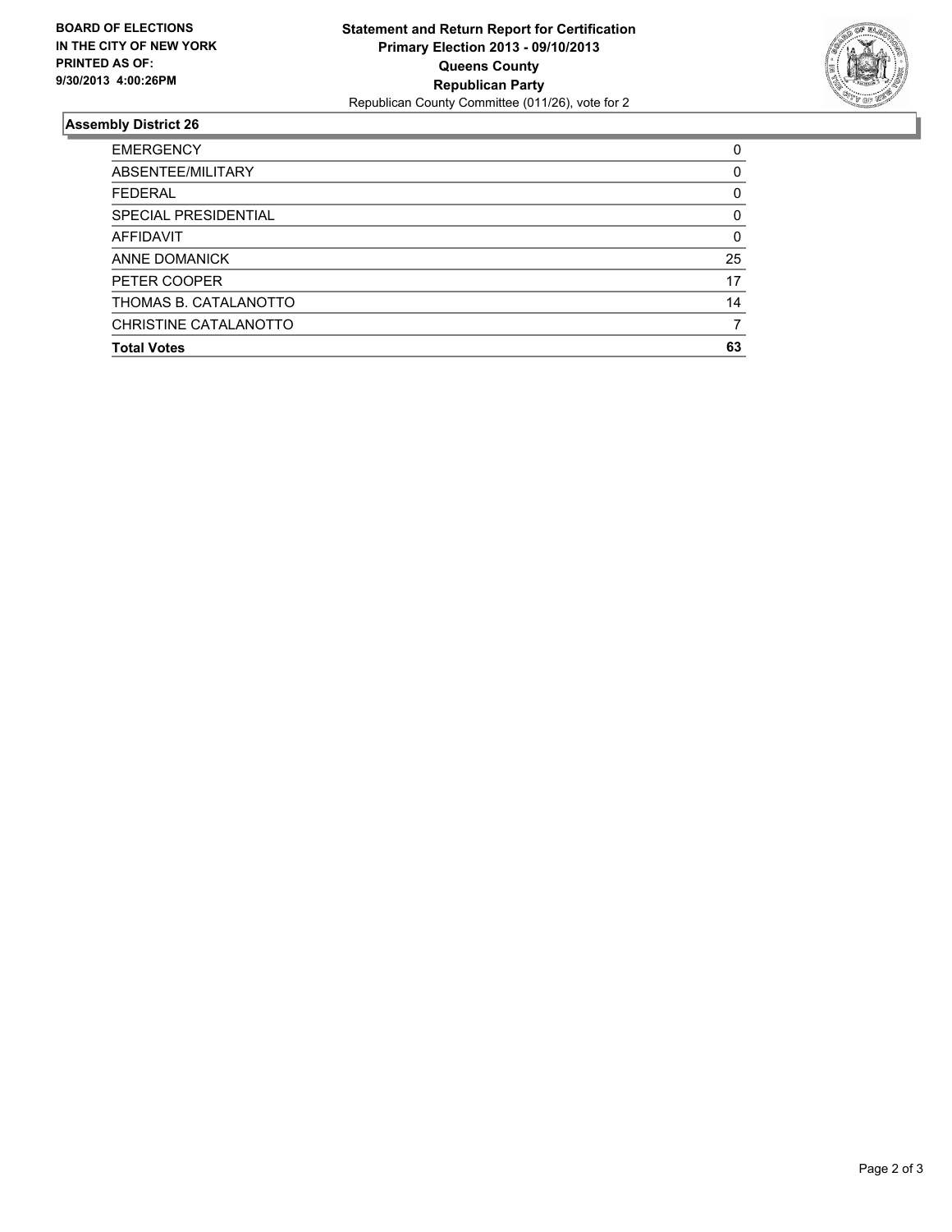**BOARD OF ELECTIONS IN THE CITY OF NEW YORK PRINTED AS OF: 9/30/2013 4:00:26PM**

**Statement and Return Report for Certification Primary Election 2013 - 09/10/2013 Queens County Republican Party**
Republican County Committee (011/26), vote for 2

### Assembly District 26

| | |
|---|---|
| EMERGENCY | 0 |
| ABSENTEE/MILITARY | 0 |
| FEDERAL | 0 |
| SPECIAL PRESIDENTIAL | 0 |
| AFFIDAVIT | 0 |
| ANNE DOMANICK | 25 |
| PETER COOPER | 17 |
| THOMAS B. CATALANOTTO | 14 |
| CHRISTINE CATALANOTTO | 7 |
| **Total Votes** | **63** |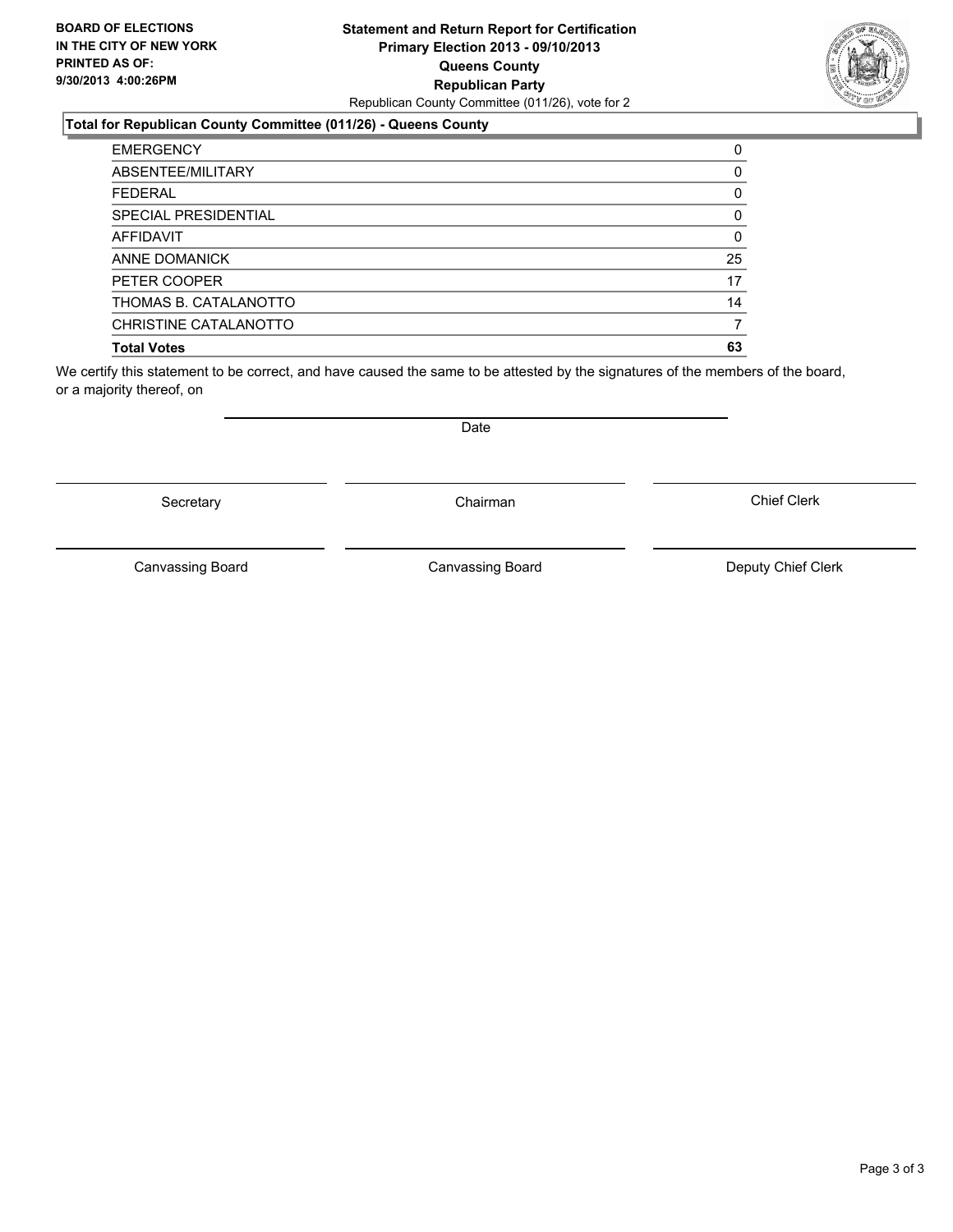**BOARD OF ELECTIONS IN THE CITY OF NEW YORK PRINTED AS OF: 9/30/2013 4:00:26PM**

**Statement and Return Report for Certification**
**Primary Election 2013 - 09/10/2013**
**Queens County**
**Republican Party**
Republican County Committee (011/26), vote for 2

### Total for Republican County Committee (011/26) - Queens County

| | |
|---|---|
| EMERGENCY | 0 |
| ABSENTEE/MILITARY | 0 |
| FEDERAL | 0 |
| SPECIAL PRESIDENTIAL | 0 |
| AFFIDAVIT | 0 |
| ANNE DOMANICK | 25 |
| PETER COOPER | 17 |
| THOMAS B. CATALANOTTO | 14 |
| CHRISTINE CATALANOTTO | 7 |
| **Total Votes** | **63** |

We certify this statement to be correct, and have caused the same to be attested by the signatures of the members of the board, or a majority thereof, on

Date

Secretary

Chairman

Chief Clerk

Canvassing Board

Canvassing Board

Deputy Chief Clerk